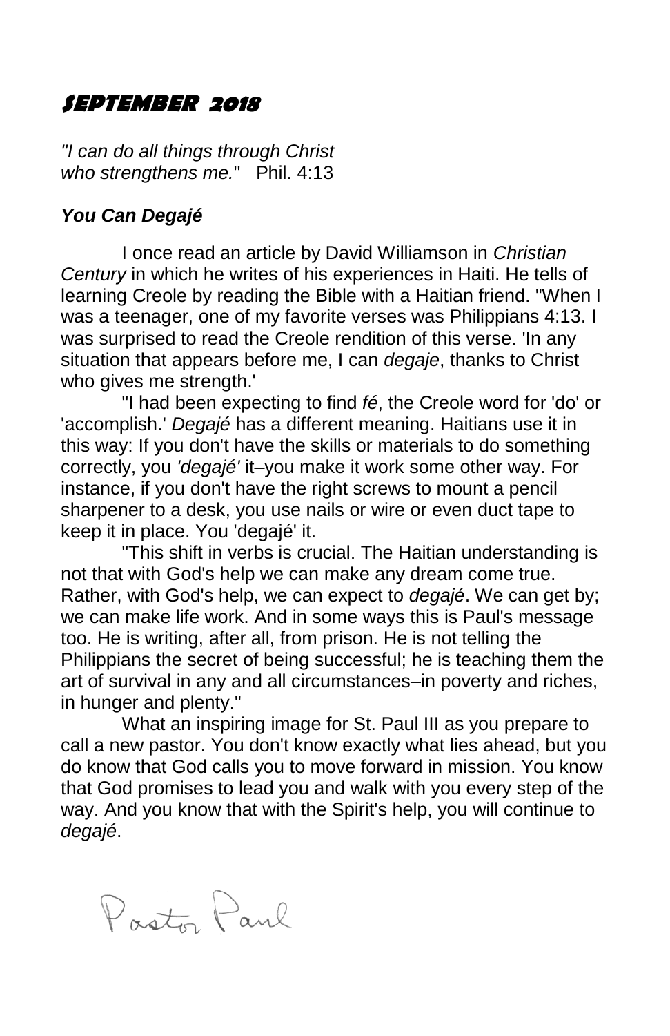# SEPTEMBER 2018

*"I can do all things through Christ who strengthens me."* Phil. 4:13

***You Can Degajé***

I once read an article by David Williamson in *Christian Century* in which he writes of his experiences in Haiti. He tells of learning Creole by reading the Bible with a Haitian friend. "When I was a teenager, one of my favorite verses was Philippians 4:13. I was surprised to read the Creole rendition of this verse. 'In any situation that appears before me, I can *degaje*, thanks to Christ who gives me strength.'

"I had been expecting to find *fé*, the Creole word for 'do' or 'accomplish.' *Degajé* has a different meaning. Haitians use it in this way: If you don't have the skills or materials to do something correctly, you *'degajé'* it–you make it work some other way. For instance, if you don't have the right screws to mount a pencil sharpener to a desk, you use nails or wire or even duct tape to keep it in place. You 'degajé' it.

"This shift in verbs is crucial. The Haitian understanding is not that with God's help we can make any dream come true. Rather, with God's help, we can expect to *degajé*. We can get by; we can make life work. And in some ways this is Paul's message too. He is writing, after all, from prison. He is not telling the Philippians the secret of being successful; he is teaching them the art of survival in any and all circumstances–in poverty and riches, in hunger and plenty."

What an inspiring image for St. Paul III as you prepare to call a new pastor. You don't know exactly what lies ahead, but you do know that God calls you to move forward in mission. You know that God promises to lead you and walk with you every step of the way. And you know that with the Spirit's help, you will continue to *degajé*.

Pastor Paul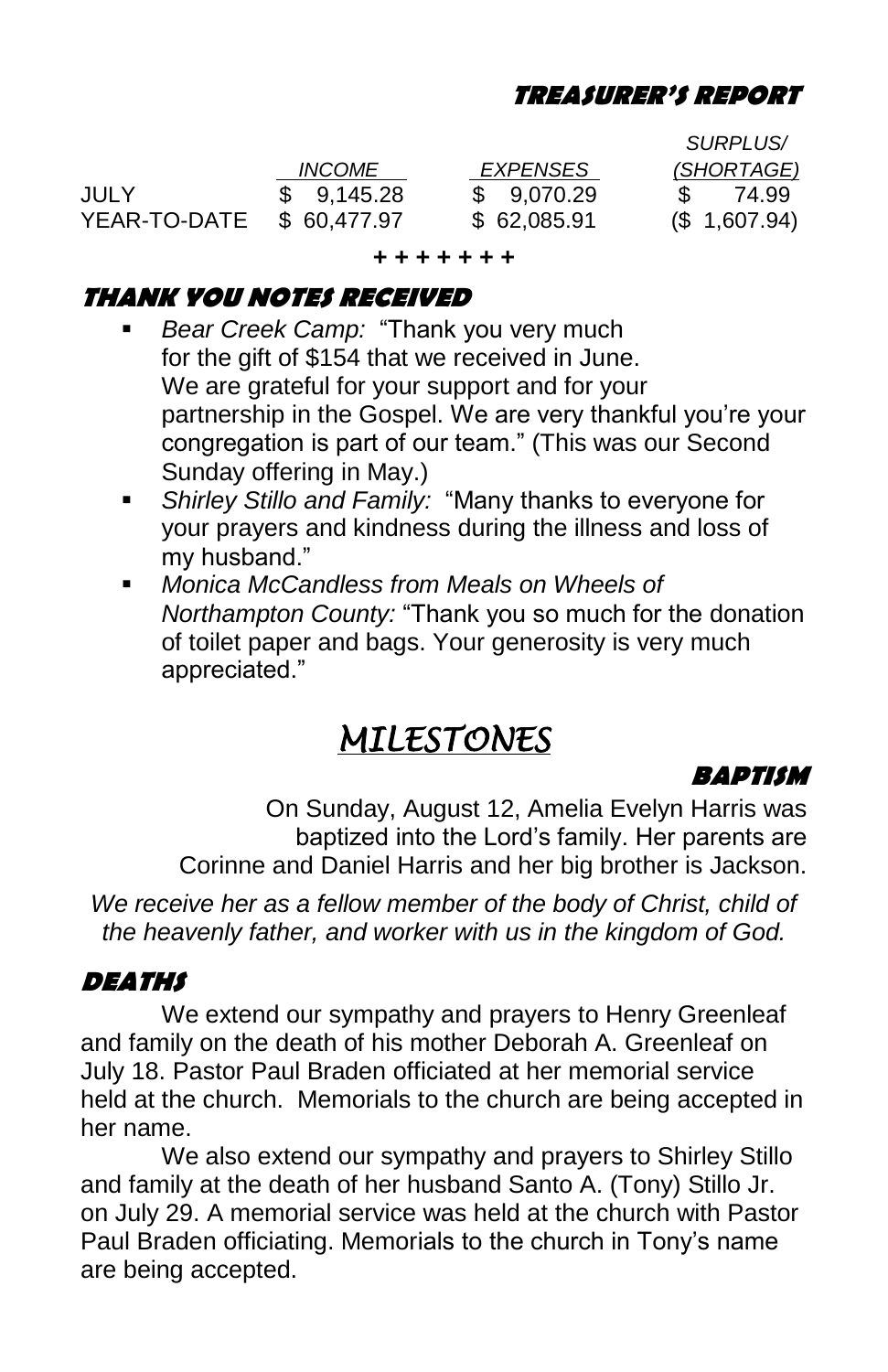## TREASURER'S REPORT

| | INCOME | EXPENSES | SURPLUS/ (SHORTAGE) |
|---|---|---|---|
| JULY | $ 9,145.28 | $ 9,070.29 | $ 74.99 |
| YEAR-TO-DATE | $ 60,477.97 | $ 62,085.91 | ($ 1,607.94) |

+ + + + + + +

## THANK YOU NOTES RECEIVED

- *Bear Creek Camp:* "Thank you very much for the gift of $154 that we received in June. We are grateful for your support and for your partnership in the Gospel. We are very thankful you're your congregation is part of our team." (This was our Second Sunday offering in May.)
- *Shirley Stillo and Family:* "Many thanks to everyone for your prayers and kindness during the illness and loss of my husband."
- *Monica McCandless from Meals on Wheels of Northampton County:* "Thank you so much for the donation of toilet paper and bags. Your generosity is very much appreciated."

# MILESTONES

### BAPTISM

On Sunday, August 12, Amelia Evelyn Harris was baptized into the Lord's family. Her parents are Corinne and Daniel Harris and her big brother is Jackson.

*We receive her as a fellow member of the body of Christ, child of the heavenly father, and worker with us in the kingdom of God.*

### DEATHS

We extend our sympathy and prayers to Henry Greenleaf and family on the death of his mother Deborah A. Greenleaf on July 18. Pastor Paul Braden officiated at her memorial service held at the church. Memorials to the church are being accepted in her name.

We also extend our sympathy and prayers to Shirley Stillo and family at the death of her husband Santo A. (Tony) Stillo Jr. on July 29. A memorial service was held at the church with Pastor Paul Braden officiating. Memorials to the church in Tony's name are being accepted.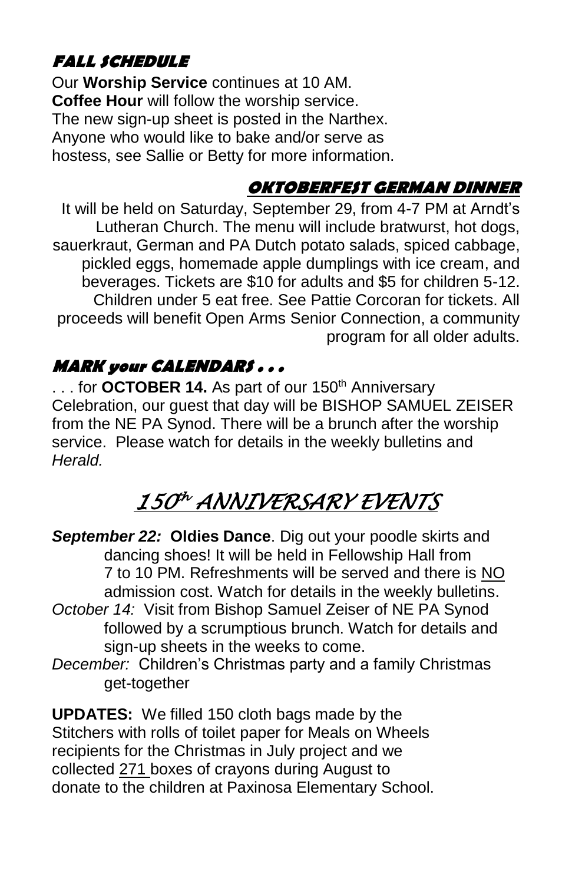## FALL SCHEDULE

Our **Worship Service** continues at 10 AM.
**Coffee Hour** will follow the worship service.
The new sign-up sheet is posted in the Narthex.
Anyone who would like to bake and/or serve as hostess, see Sallie or Betty for more information.

## OKTOBERFEST GERMAN DINNER

It will be held on Saturday, September 29, from 4-7 PM at Arndt's Lutheran Church. The menu will include bratwurst, hot dogs, sauerkraut, German and PA Dutch potato salads, spiced cabbage, pickled eggs, homemade apple dumplings with ice cream, and beverages. Tickets are $10 for adults and $5 for children 5-12. Children under 5 eat free. See Pattie Corcoran for tickets. All proceeds will benefit Open Arms Senior Connection, a community program for all older adults.

## MARK your CALENDARS . . .

. . . for **OCTOBER 14.** As part of our 150th Anniversary Celebration, our guest that day will be BISHOP SAMUEL ZEISER from the NE PA Synod. There will be a brunch after the worship service. Please watch for details in the weekly bulletins and *Herald.*

# 150th ANNIVERSARY EVENTS

***September 22:*** **Oldies Dance**. Dig out your poodle skirts and dancing shoes! It will be held in Fellowship Hall from 7 to 10 PM. Refreshments will be served and there is NO admission cost. Watch for details in the weekly bulletins.

*October 14:* Visit from Bishop Samuel Zeiser of NE PA Synod followed by a scrumptious brunch. Watch for details and sign-up sheets in the weeks to come.

*December:* Children's Christmas party and a family Christmas get-together

**UPDATES:** We filled 150 cloth bags made by the Stitchers with rolls of toilet paper for Meals on Wheels recipients for the Christmas in July project and we collected 271 boxes of crayons during August to donate to the children at Paxinosa Elementary School.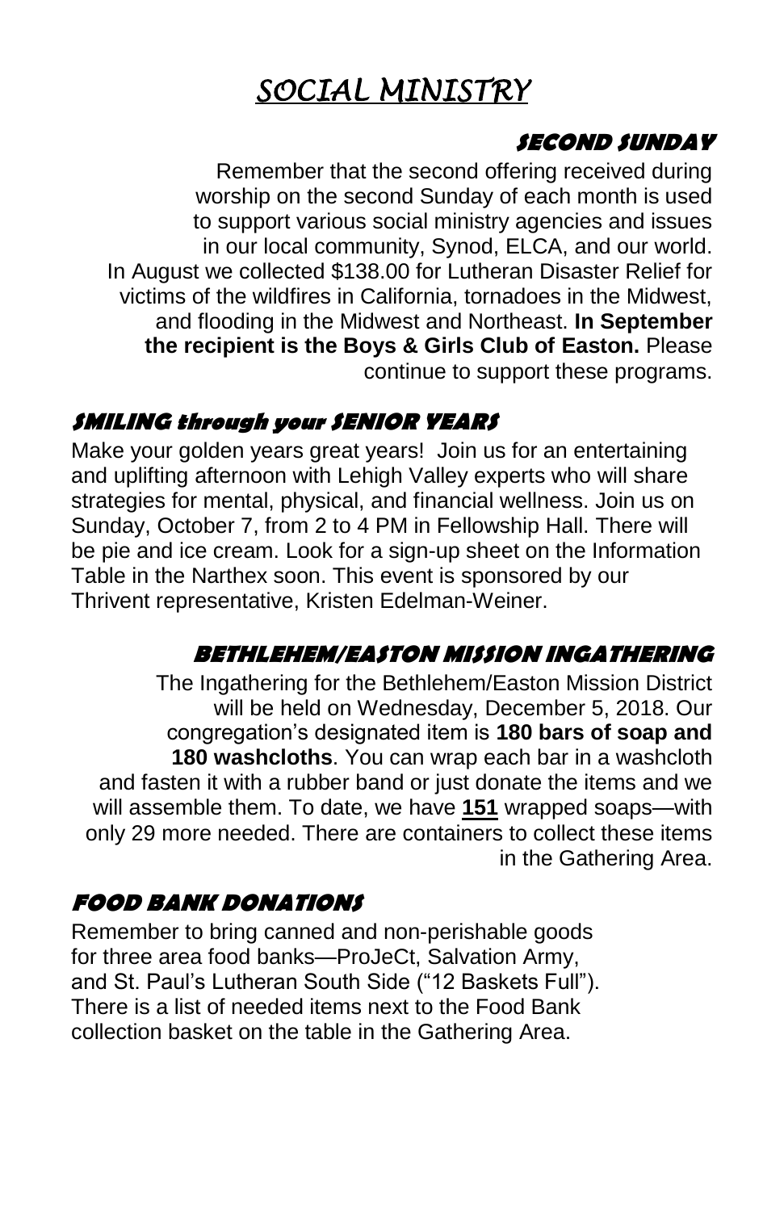# *SOCIAL MINISTRY*

### SECOND SUNDAY

Remember that the second offering received during worship on the second Sunday of each month is used to support various social ministry agencies and issues in our local community, Synod, ELCA, and our world. In August we collected $138.00 for Lutheran Disaster Relief for victims of the wildfires in California, tornadoes in the Midwest, and flooding in the Midwest and Northeast. **In September the recipient is the Boys & Girls Club of Easton.** Please continue to support these programs.

### SMILING through your SENIOR YEARS

Make your golden years great years! Join us for an entertaining and uplifting afternoon with Lehigh Valley experts who will share strategies for mental, physical, and financial wellness. Join us on Sunday, October 7, from 2 to 4 PM in Fellowship Hall. There will be pie and ice cream. Look for a sign-up sheet on the Information Table in the Narthex soon. This event is sponsored by our Thrivent representative, Kristen Edelman-Weiner.

### BETHLEHEM/EASTON MISSION INGATHERING

The Ingathering for the Bethlehem/Easton Mission District will be held on Wednesday, December 5, 2018. Our congregation's designated item is **180 bars of soap and 180 washcloths**. You can wrap each bar in a washcloth and fasten it with a rubber band or just donate the items and we will assemble them. To date, we have **151** wrapped soaps—with only 29 more needed. There are containers to collect these items in the Gathering Area.

### FOOD BANK DONATIONS

Remember to bring canned and non-perishable goods for three area food banks—ProJeCt, Salvation Army, and St. Paul's Lutheran South Side ("12 Baskets Full"). There is a list of needed items next to the Food Bank collection basket on the table in the Gathering Area.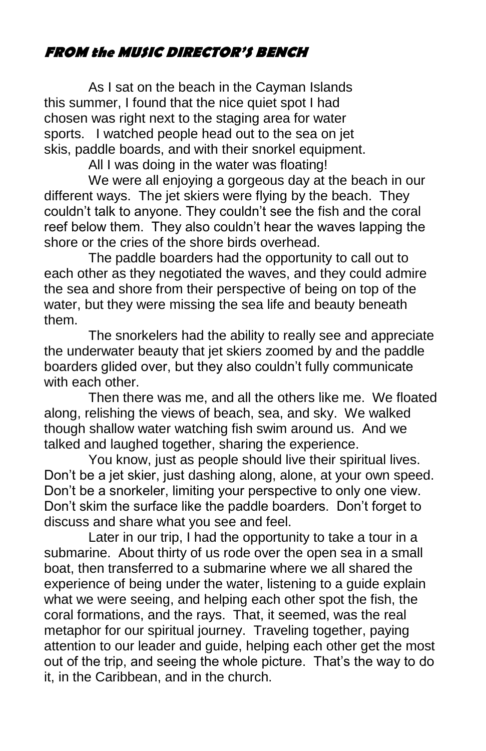## ***FROM the MUSIC DIRECTOR'S BENCH***

As I sat on the beach in the Cayman Islands this summer, I found that the nice quiet spot I had chosen was right next to the staging area for water sports. I watched people head out to the sea on jet skis, paddle boards, and with their snorkel equipment.

All I was doing in the water was floating!

We were all enjoying a gorgeous day at the beach in our different ways. The jet skiers were flying by the beach. They couldn't talk to anyone. They couldn't see the fish and the coral reef below them. They also couldn't hear the waves lapping the shore or the cries of the shore birds overhead.

The paddle boarders had the opportunity to call out to each other as they negotiated the waves, and they could admire the sea and shore from their perspective of being on top of the water, but they were missing the sea life and beauty beneath them.

The snorkelers had the ability to really see and appreciate the underwater beauty that jet skiers zoomed by and the paddle boarders glided over, but they also couldn't fully communicate with each other.

Then there was me, and all the others like me. We floated along, relishing the views of beach, sea, and sky. We walked though shallow water watching fish swim around us. And we talked and laughed together, sharing the experience.

You know, just as people should live their spiritual lives. Don't be a jet skier, just dashing along, alone, at your own speed. Don't be a snorkeler, limiting your perspective to only one view. Don't skim the surface like the paddle boarders. Don't forget to discuss and share what you see and feel.

Later in our trip, I had the opportunity to take a tour in a submarine. About thirty of us rode over the open sea in a small boat, then transferred to a submarine where we all shared the experience of being under the water, listening to a guide explain what we were seeing, and helping each other spot the fish, the coral formations, and the rays. That, it seemed, was the real metaphor for our spiritual journey. Traveling together, paying attention to our leader and guide, helping each other get the most out of the trip, and seeing the whole picture. That's the way to do it, in the Caribbean, and in the church.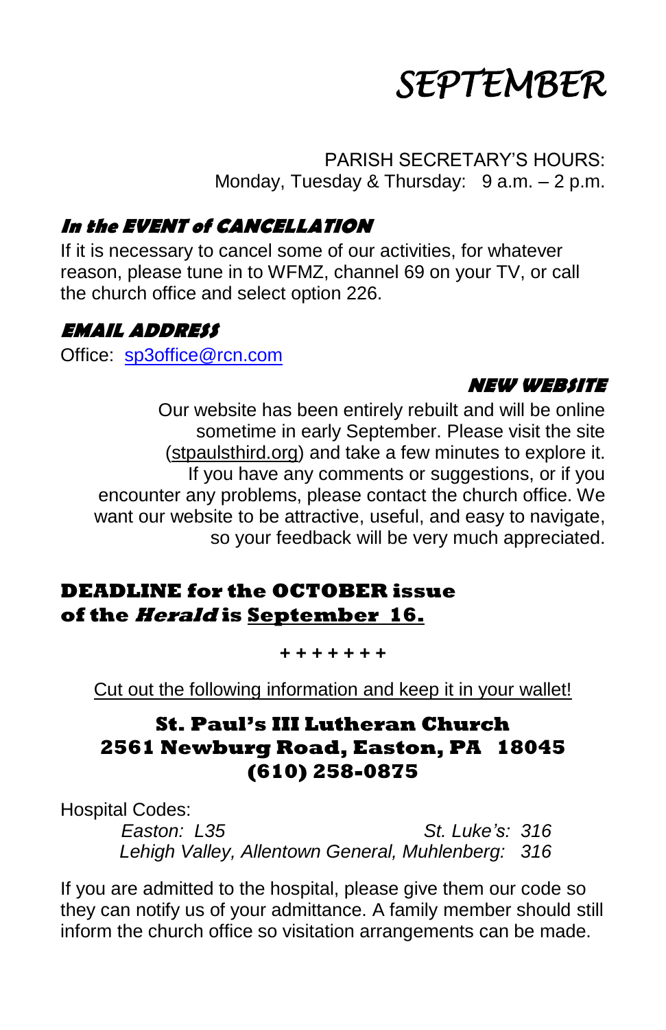# SEPTEMBER

PARISH SECRETARY'S HOURS:
Monday, Tuesday & Thursday: 9 a.m. – 2 p.m.

### *In the EVENT of CANCELLATION*

If it is necessary to cancel some of our activities, for whatever reason, please tune in to WFMZ, channel 69 on your TV, or call the church office and select option 226.

### *EMAIL ADDRESS*

Office: sp3office@rcn.com

### *NEW WEBSITE*

Our website has been entirely rebuilt and will be online sometime in early September. Please visit the site (stpaulsthird.org) and take a few minutes to explore it. If you have any comments or suggestions, or if you encounter any problems, please contact the church office. We want our website to be attractive, useful, and easy to navigate, so your feedback will be very much appreciated.

**DEADLINE for the OCTOBER issue of the *Herald* is September 16.**

\+ + + + + + +

Cut out the following information and keep it in your wallet!

**St. Paul's III Lutheran Church**
**2561 Newburg Road, Easton, PA 18045**
**(610) 258-0875**

Hospital Codes:

*Easton: L35* *St. Luke's: 316*
*Lehigh Valley, Allentown General, Muhlenberg: 316*

If you are admitted to the hospital, please give them our code so they can notify us of your admittance. A family member should still inform the church office so visitation arrangements can be made.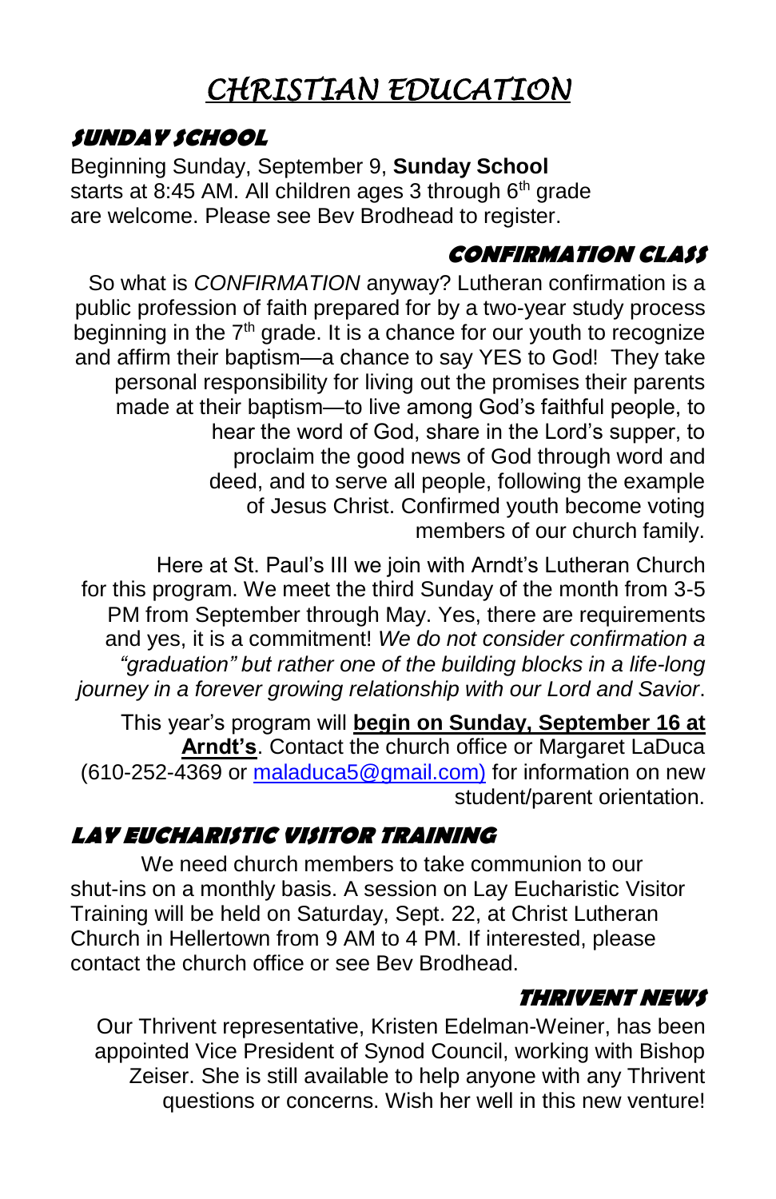# *CHRISTIAN EDUCATION*

## SUNDAY SCHOOL

Beginning Sunday, September 9, **Sunday School** starts at 8:45 AM. All children ages 3 through 6th grade are welcome. Please see Bev Brodhead to register.

## CONFIRMATION CLASS

So what is *CONFIRMATION* anyway? Lutheran confirmation is a public profession of faith prepared for by a two-year study process beginning in the 7th grade. It is a chance for our youth to recognize and affirm their baptism—a chance to say YES to God! They take personal responsibility for living out the promises their parents made at their baptism—to live among God's faithful people, to hear the word of God, share in the Lord's supper, to proclaim the good news of God through word and deed, and to serve all people, following the example of Jesus Christ. Confirmed youth become voting members of our church family.

Here at St. Paul's III we join with Arndt's Lutheran Church for this program. We meet the third Sunday of the month from 3-5 PM from September through May. Yes, there are requirements and yes, it is a commitment! *We do not consider confirmation a "graduation" but rather one of the building blocks in a life-long journey in a forever growing relationship with our Lord and Savior*.

This year's program will **begin on Sunday, September 16 at Arndt's**. Contact the church office or Margaret LaDuca (610-252-4369 or maladuca5@gmail.com) for information on new student/parent orientation.

## LAY EUCHARISTIC VISITOR TRAINING

We need church members to take communion to our shut-ins on a monthly basis. A session on Lay Eucharistic Visitor Training will be held on Saturday, Sept. 22, at Christ Lutheran Church in Hellertown from 9 AM to 4 PM. If interested, please contact the church office or see Bev Brodhead.

## THRIVENT NEWS

Our Thrivent representative, Kristen Edelman-Weiner, has been appointed Vice President of Synod Council, working with Bishop Zeiser. She is still available to help anyone with any Thrivent questions or concerns. Wish her well in this new venture!